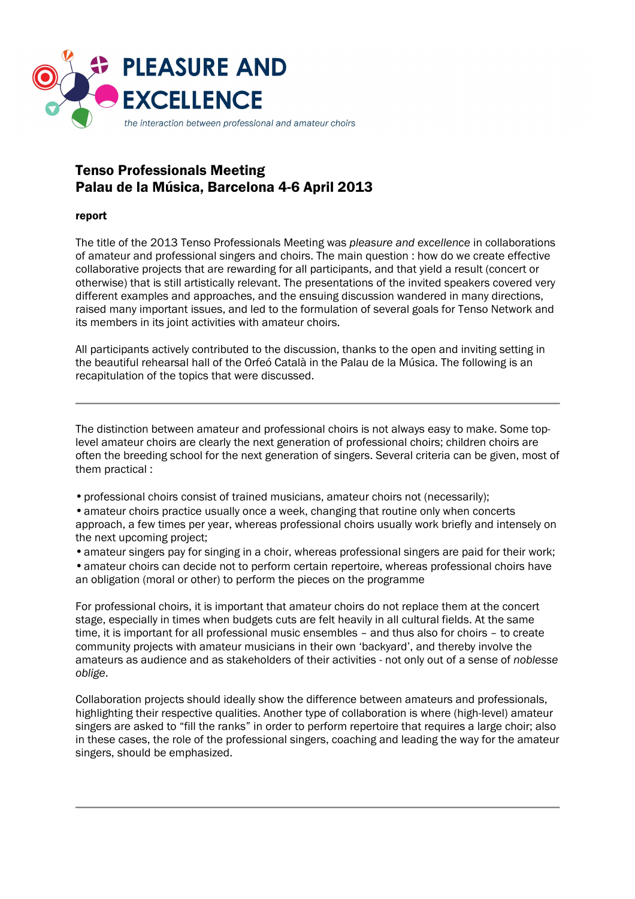# PLEASURE AND EXCELLENCE

*the interaction between professional and amateur choirs*

## Tenso Professionals Meeting
## Palau de la Música, Barcelona 4-6 April 2013

**report**

The title of the 2013 Tenso Professionals Meeting was *pleasure and excellence* in collaborations of amateur and professional singers and choirs. The main question : how do we create effective collaborative projects that are rewarding for all participants, and that yield a result (concert or otherwise) that is still artistically relevant. The presentations of the invited speakers covered very different examples and approaches, and the ensuing discussion wandered in many directions, raised many important issues, and led to the formulation of several goals for Tenso Network and its members in its joint activities with amateur choirs.

All participants actively contributed to the discussion, thanks to the open and inviting setting in the beautiful rehearsal hall of the Orfeó Català in the Palau de la Música. The following is an recapitulation of the topics that were discussed.

---

The distinction between amateur and professional choirs is not always easy to make. Some top-level amateur choirs are clearly the next generation of professional choirs; children choirs are often the breeding school for the next generation of singers. Several criteria can be given, most of them practical :

- professional choirs consist of trained musicians, amateur choirs not (necessarily);
- amateur choirs practice usually once a week, changing that routine only when concerts approach, a few times per year, whereas professional choirs usually work briefly and intensely on the next upcoming project;
- amateur singers pay for singing in a choir, whereas professional singers are paid for their work;
- amateur choirs can decide not to perform certain repertoire, whereas professional choirs have an obligation (moral or other) to perform the pieces on the programme

For professional choirs, it is important that amateur choirs do not replace them at the concert stage, especially in times when budgets cuts are felt heavily in all cultural fields. At the same time, it is important for all professional music ensembles – and thus also for choirs – to create community projects with amateur musicians in their own 'backyard', and thereby involve the amateurs as audience and as stakeholders of their activities - not only out of a sense of *noblesse oblige*.

Collaboration projects should ideally show the difference between amateurs and professionals, highlighting their respective qualities. Another type of collaboration is where (high-level) amateur singers are asked to "fill the ranks" in order to perform repertoire that requires a large choir; also in these cases, the role of the professional singers, coaching and leading the way for the amateur singers, should be emphasized.

---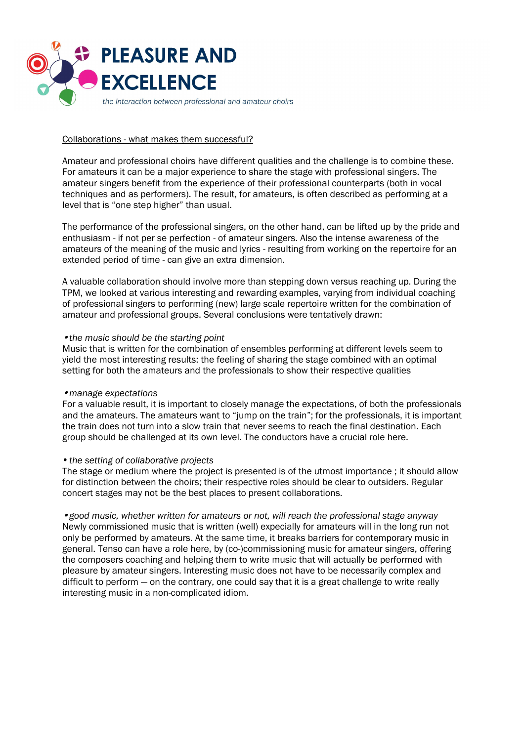Collaborations - what makes them successful?

Amateur and professional choirs have different qualities and the challenge is to combine these. For amateurs it can be a major experience to share the stage with professional singers. The amateur singers benefit from the experience of their professional counterparts (both in vocal techniques and as performers). The result, for amateurs, is often described as performing at a level that is "one step higher" than usual.

The performance of the professional singers, on the other hand, can be lifted up by the pride and enthusiasm - if not per se perfection - of amateur singers. Also the intense awareness of the amateurs of the meaning of the music and lyrics - resulting from working on the repertoire for an extended period of time - can give an extra dimension.

A valuable collaboration should involve more than stepping down versus reaching up. During the TPM, we looked at various interesting and rewarding examples, varying from individual coaching of professional singers to performing (new) large scale repertoire written for the combination of amateur and professional groups. Several conclusions were tentatively drawn:

• *the music should be the starting point*
Music that is written for the combination of ensembles performing at different levels seem to yield the most interesting results: the feeling of sharing the stage combined with an optimal setting for both the amateurs and the professionals to show their respective qualities

• *manage expectations*
For a valuable result, it is important to closely manage the expectations, of both the professionals and the amateurs. The amateurs want to "jump on the train"; for the professionals, it is important the train does not turn into a slow train that never seems to reach the final destination. Each group should be challenged at its own level. The conductors have a crucial role here.

• *the setting of collaborative projects*
The stage or medium where the project is presented is of the utmost importance ; it should allow for distinction between the choirs; their respective roles should be clear to outsiders. Regular concert stages may not be the best places to present collaborations.

• *good music, whether written for amateurs or not, will reach the professional stage anyway*
Newly commissioned music that is written (well) expecially for amateurs will in the long run not only be performed by amateurs. At the same time, it breaks barriers for contemporary music in general. Tenso can have a role here, by (co-)commissioning music for amateur singers, offering the composers coaching and helping them to write music that will actually be performed with pleasure by amateur singers. Interesting music does not have to be necessarily complex and difficult to perform — on the contrary, one could say that it is a great challenge to write really interesting music in a non-complicated idiom.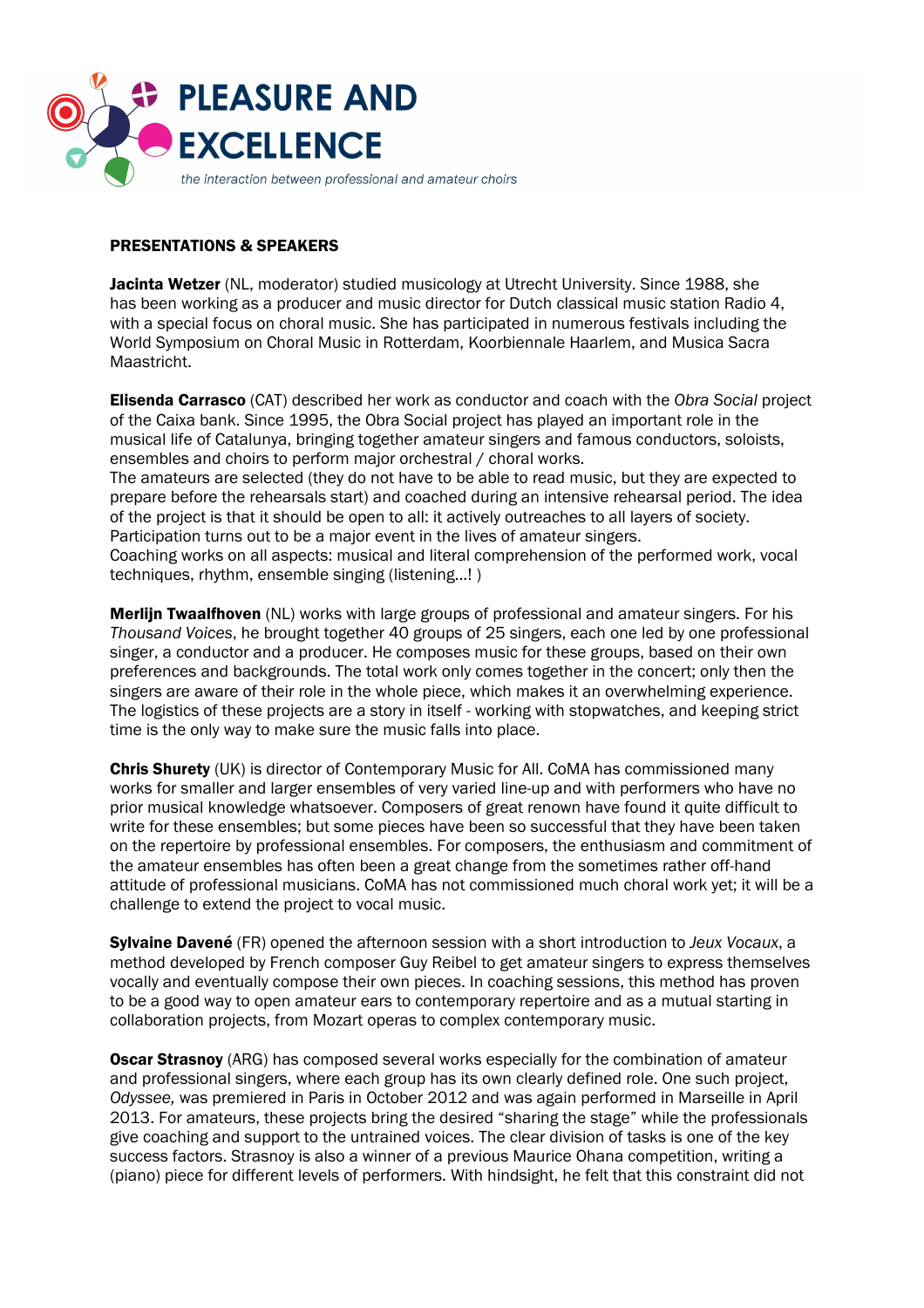# PLEASURE AND EXCELLENCE

*the interaction between professional and amateur choirs*

**PRESENTATIONS & SPEAKERS**

**Jacinta Wetzer** (NL, moderator) studied musicology at Utrecht University. Since 1988, she has been working as a producer and music director for Dutch classical music station Radio 4, with a special focus on choral music. She has participated in numerous festivals including the World Symposium on Choral Music in Rotterdam, Koorbiennale Haarlem, and Musica Sacra Maastricht.

**Elisenda Carrasco** (CAT) described her work as conductor and coach with the *Obra Social* project of the Caixa bank. Since 1995, the Obra Social project has played an important role in the musical life of Catalunya, bringing together amateur singers and famous conductors, soloists, ensembles and choirs to perform major orchestral / choral works.
The amateurs are selected (they do not have to be able to read music, but they are expected to prepare before the rehearsals start) and coached during an intensive rehearsal period. The idea of the project is that it should be open to all: it actively outreaches to all layers of society. Participation turns out to be a major event in the lives of amateur singers.
Coaching works on all aspects: musical and literal comprehension of the performed work, vocal techniques, rhythm, ensemble singing (listening...! )

**Merlijn Twaalfhoven** (NL) works with large groups of professional and amateur singers. For his *Thousand Voices*, he brought together 40 groups of 25 singers, each one led by one professional singer, a conductor and a producer. He composes music for these groups, based on their own preferences and backgrounds. The total work only comes together in the concert; only then the singers are aware of their role in the whole piece, which makes it an overwhelming experience. The logistics of these projects are a story in itself - working with stopwatches, and keeping strict time is the only way to make sure the music falls into place.

**Chris Shurety** (UK) is director of Contemporary Music for All. CoMA has commissioned many works for smaller and larger ensembles of very varied line-up and with performers who have no prior musical knowledge whatsoever. Composers of great renown have found it quite difficult to write for these ensembles; but some pieces have been so successful that they have been taken on the repertoire by professional ensembles. For composers, the enthusiasm and commitment of the amateur ensembles has often been a great change from the sometimes rather off-hand attitude of professional musicians. CoMA has not commissioned much choral work yet; it will be a challenge to extend the project to vocal music.

**Sylvaine Davené** (FR) opened the afternoon session with a short introduction to *Jeux Vocaux*, a method developed by French composer Guy Reibel to get amateur singers to express themselves vocally and eventually compose their own pieces. In coaching sessions, this method has proven to be a good way to open amateur ears to contemporary repertoire and as a mutual starting in collaboration projects, from Mozart operas to complex contemporary music.

**Oscar Strasnoy** (ARG) has composed several works especially for the combination of amateur and professional singers, where each group has its own clearly defined role. One such project, *Odyssee,* was premiered in Paris in October 2012 and was again performed in Marseille in April 2013. For amateurs, these projects bring the desired "sharing the stage" while the professionals give coaching and support to the untrained voices. The clear division of tasks is one of the key success factors. Strasnoy is also a winner of a previous Maurice Ohana competition, writing a (piano) piece for different levels of performers. With hindsight, he felt that this constraint did not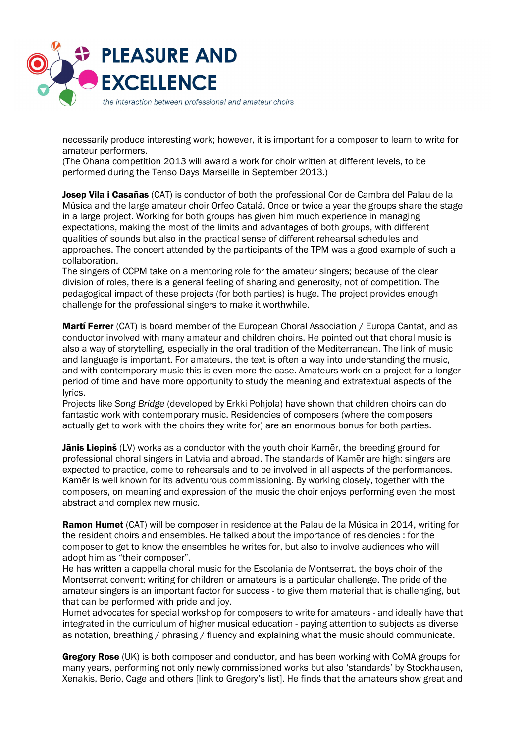necessarily produce interesting work; however, it is important for a composer to learn to write for amateur performers.
(The Ohana competition 2013 will award a work for choir written at different levels, to be performed during the Tenso Days Marseille in September 2013.)

**Josep Vila i Casañas** (CAT) is conductor of both the professional Cor de Cambra del Palau de la Música and the large amateur choir Orfeo Catalá. Once or twice a year the groups share the stage in a large project. Working for both groups has given him much experience in managing expectations, making the most of the limits and advantages of both groups, with different qualities of sounds but also in the practical sense of different rehearsal schedules and approaches. The concert attended by the participants of the TPM was a good example of such a collaboration.
The singers of CCPM take on a mentoring role for the amateur singers; because of the clear division of roles, there is a general feeling of sharing and generosity, not of competition. The pedagogical impact of these projects (for both parties) is huge. The project provides enough challenge for the professional singers to make it worthwhile.

**Martí Ferrer** (CAT) is board member of the European Choral Association / Europa Cantat, and as conductor involved with many amateur and children choirs. He pointed out that choral music is also a way of storytelling, especially in the oral tradition of the Mediterranean. The link of music and language is important. For amateurs, the text is often a way into understanding the music, and with contemporary music this is even more the case. Amateurs work on a project for a longer period of time and have more opportunity to study the meaning and extratextual aspects of the lyrics.
Projects like *Song Bridge* (developed by Erkki Pohjola) have shown that children choirs can do fantastic work with contemporary music. Residencies of composers (where the composers actually get to work with the choirs they write for) are an enormous bonus for both parties.

**Jānis Liepinš** (LV) works as a conductor with the youth choir Kamēr, the breeding ground for professional choral singers in Latvia and abroad. The standards of Kamēr are high: singers are expected to practice, come to rehearsals and to be involved in all aspects of the performances. Kamēr is well known for its adventurous commissioning. By working closely, together with the composers, on meaning and expression of the music the choir enjoys performing even the most abstract and complex new music.

**Ramon Humet** (CAT) will be composer in residence at the Palau de la Música in 2014, writing for the resident choirs and ensembles. He talked about the importance of residencies : for the composer to get to know the ensembles he writes for, but also to involve audiences who will adopt him as "their composer".
He has written a cappella choral music for the Escolania de Montserrat, the boys choir of the Montserrat convent; writing for children or amateurs is a particular challenge. The pride of the amateur singers is an important factor for success - to give them material that is challenging, but that can be performed with pride and joy.
Humet advocates for special workshop for composers to write for amateurs - and ideally have that integrated in the curriculum of higher musical education - paying attention to subjects as diverse as notation, breathing / phrasing / fluency and explaining what the music should communicate.

**Gregory Rose** (UK) is both composer and conductor, and has been working with CoMA groups for many years, performing not only newly commissioned works but also 'standards' by Stockhausen, Xenakis, Berio, Cage and others [link to Gregory's list]. He finds that the amateurs show great and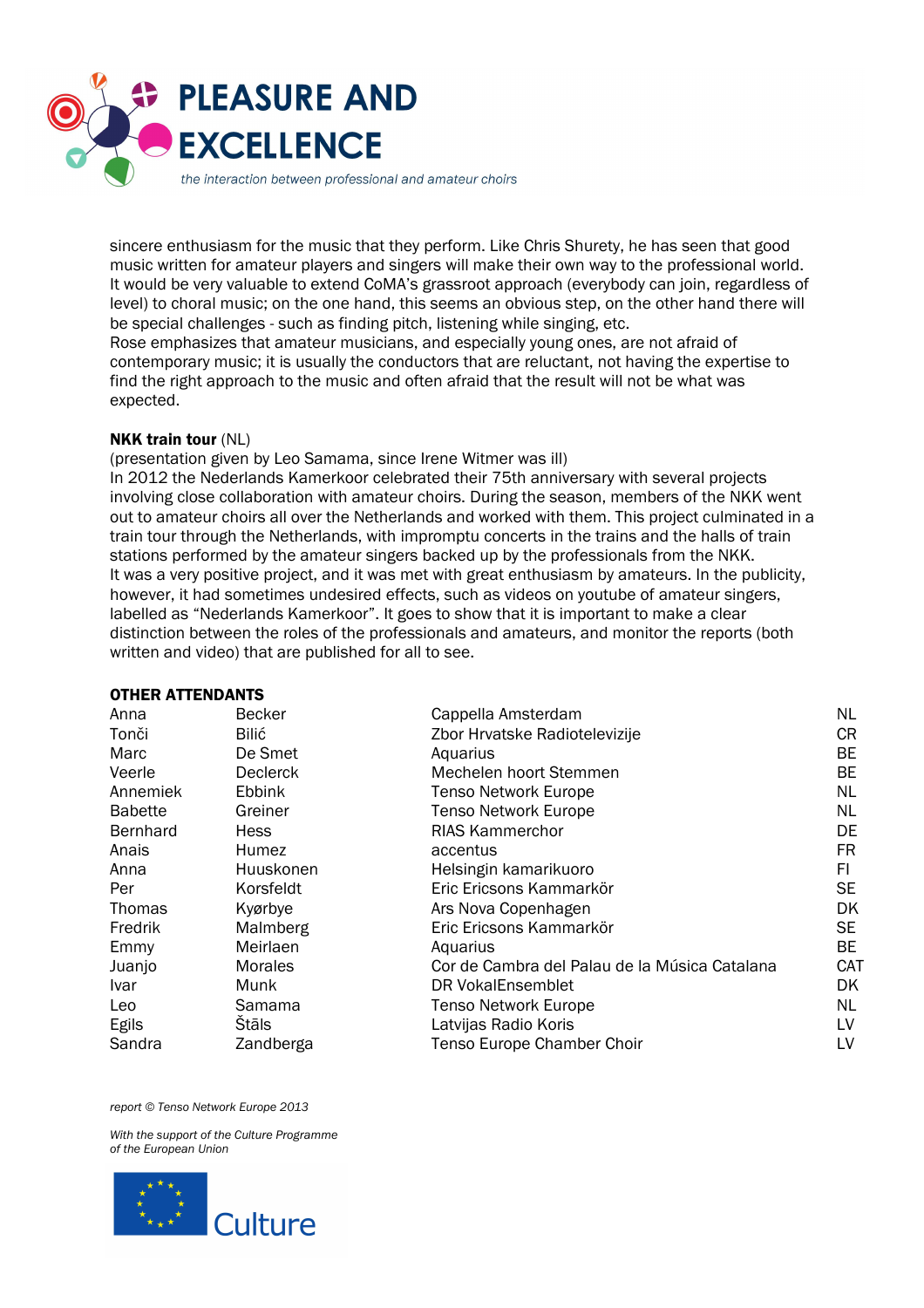sincere enthusiasm for the music that they perform. Like Chris Shurety, he has seen that good music written for amateur players and singers will make their own way to the professional world. It would be very valuable to extend CoMA's grassroot approach (everybody can join, regardless of level) to choral music; on the one hand, this seems an obvious step, on the other hand there will be special challenges - such as finding pitch, listening while singing, etc.
Rose emphasizes that amateur musicians, and especially young ones, are not afraid of contemporary music; it is usually the conductors that are reluctant, not having the expertise to find the right approach to the music and often afraid that the result will not be what was expected.

**NKK train tour** (NL)
(presentation given by Leo Samama, since Irene Witmer was ill)
In 2012 the Nederlands Kamerkoor celebrated their 75th anniversary with several projects involving close collaboration with amateur choirs. During the season, members of the NKK went out to amateur choirs all over the Netherlands and worked with them. This project culminated in a train tour through the Netherlands, with impromptu concerts in the trains and the halls of train stations performed by the amateur singers backed up by the professionals from the NKK.
It was a very positive project, and it was met with great enthusiasm by amateurs. In the publicity, however, it had sometimes undesired effects, such as videos on youtube of amateur singers, labelled as "Nederlands Kamerkoor". It goes to show that it is important to make a clear distinction between the roles of the professionals and amateurs, and monitor the reports (both written and video) that are published for all to see.

**OTHER ATTENDANTS**

| | | | |
|---|---|---|---|
| Anna | Becker | Cappella Amsterdam | NL |
| Tonči | Bilić | Zbor Hrvatske Radiotelevizije | CR |
| Marc | De Smet | Aquarius | BE |
| Veerle | Declerck | Mechelen hoort Stemmen | BE |
| Annemiek | Ebbink | Tenso Network Europe | NL |
| Babette | Greiner | Tenso Network Europe | NL |
| Bernhard | Hess | RIAS Kammerchor | DE |
| Anais | Humez | accentus | FR |
| Anna | Huuskonen | Helsingin kamarikuoro | FI |
| Per | Korsfeldt | Eric Ericsons Kammarkör | SE |
| Thomas | Kyørbye | Ars Nova Copenhagen | DK |
| Fredrik | Malmberg | Eric Ericsons Kammarkör | SE |
| Emmy | Meirlaen | Aquarius | BE |
| Juanjo | Morales | Cor de Cambra del Palau de la Música Catalana | CAT |
| Ivar | Munk | DR VokalEnsemblet | DK |
| Leo | Samama | Tenso Network Europe | NL |
| Egils | Štāls | Latvijas Radio Koris | LV |
| Sandra | Zandberga | Tenso Europe Chamber Choir | LV |

*report © Tenso Network Europe 2013*

*With the support of the Culture Programme of the European Union*

Culture